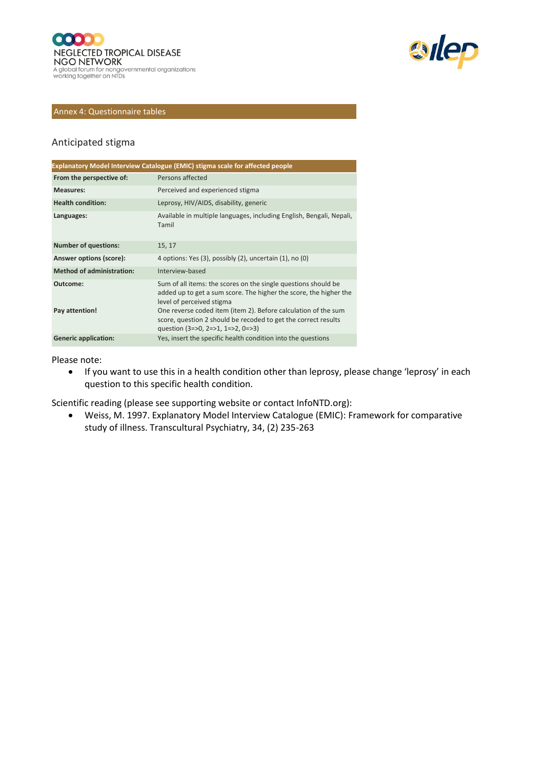## Annex 4: Questionnaire tables

### Anticipated stigma

| Explanatory Model Interview Catalogue (EMIC) stigma scale for affected people | |
|---|---|
| **From the perspective of:** | Persons affected |
| **Measures:** | Perceived and experienced stigma |
| **Health condition:** | Leprosy, HIV/AIDS, disability, generic |
| **Languages:** | Available in multiple languages, including English, Bengali, Nepali, Tamil |
| **Number of questions:** | 15, 17 |
| **Answer options (score):** | 4 options: Yes (3), possibly (2), uncertain (1), no (0) |
| **Method of administration:** | Interview-based |
| **Outcome:** | Sum of all items: the scores on the single questions should be added up to get a sum score. The higher the score, the higher the level of perceived stigma |
| **Pay attention!** | One reverse coded item (item 2). Before calculation of the sum score, question 2 should be recoded to get the correct results question (3=>0, 2=>1, 1=>2, 0=>3) |
| **Generic application:** | Yes, insert the specific health condition into the questions |

Please note:

- If you want to use this in a health condition other than leprosy, please change 'leprosy' in each question to this specific health condition.

Scientific reading (please see supporting website or contact InfoNTD.org):

- Weiss, M. 1997. Explanatory Model Interview Catalogue (EMIC): Framework for comparative study of illness. Transcultural Psychiatry, 34, (2) 235-263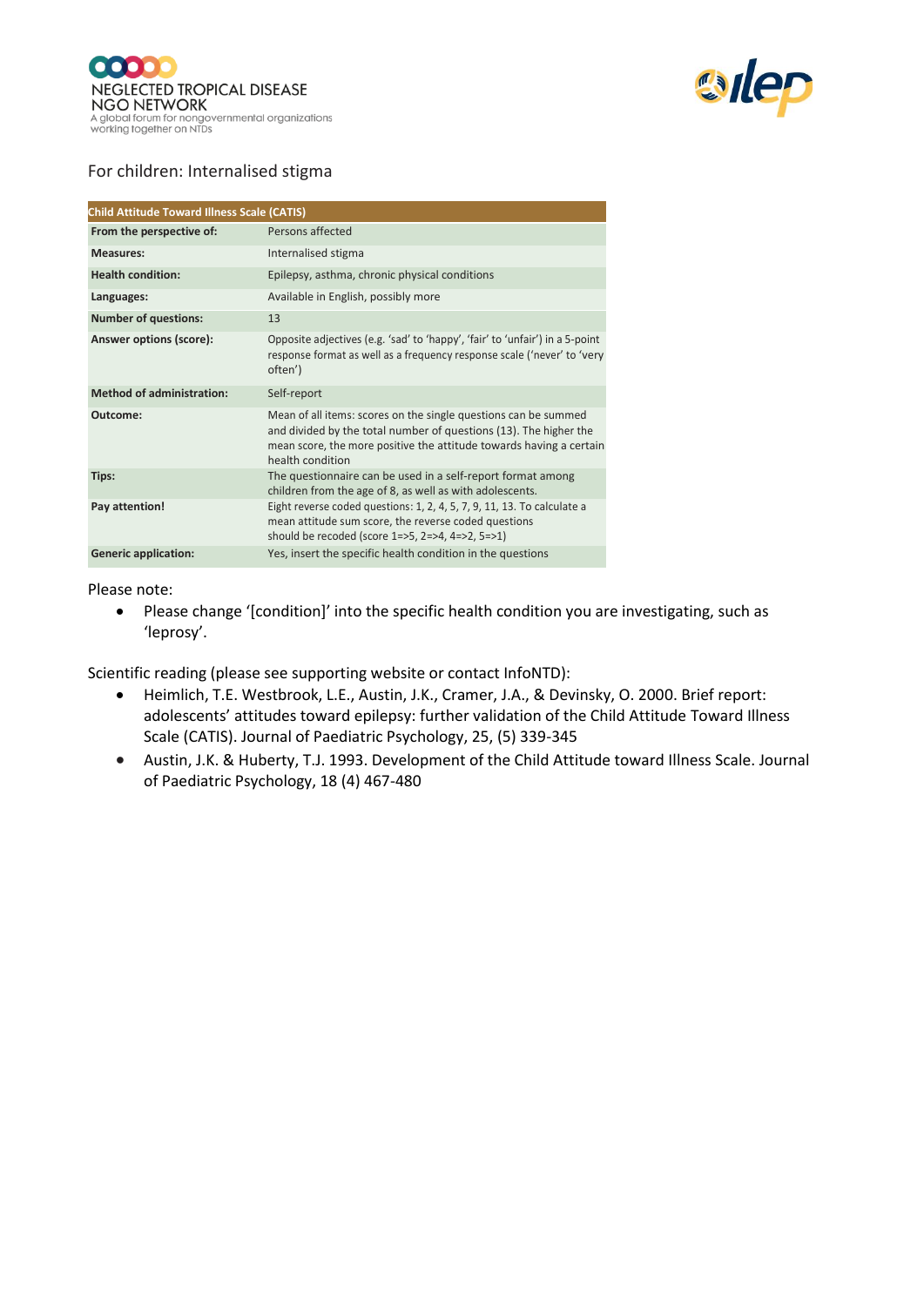For children: Internalised stigma

| Child Attitude Toward Illness Scale (CATIS) | |
|---|---|
| **From the perspective of:** | Persons affected |
| **Measures:** | Internalised stigma |
| **Health condition:** | Epilepsy, asthma, chronic physical conditions |
| **Languages:** | Available in English, possibly more |
| **Number of questions:** | 13 |
| **Answer options (score):** | Opposite adjectives (e.g. 'sad' to 'happy', 'fair' to 'unfair') in a 5-point response format as well as a frequency response scale ('never' to 'very often') |
| **Method of administration:** | Self-report |
| **Outcome:** | Mean of all items: scores on the single questions can be summed and divided by the total number of questions (13). The higher the mean score, the more positive the attitude towards having a certain health condition |
| **Tips:** | The questionnaire can be used in a self-report format among children from the age of 8, as well as with adolescents. |
| **Pay attention!** | Eight reverse coded questions: 1, 2, 4, 5, 7, 9, 11, 13. To calculate a mean attitude sum score, the reverse coded questions should be recoded (score 1=>5, 2=>4, 4=>2, 5=>1) |
| **Generic application:** | Yes, insert the specific health condition in the questions |

Please note:

- Please change '[condition]' into the specific health condition you are investigating, such as 'leprosy'.

Scientific reading (please see supporting website or contact InfoNTD):

- Heimlich, T.E. Westbrook, L.E., Austin, J.K., Cramer, J.A., & Devinsky, O. 2000. Brief report: adolescents' attitudes toward epilepsy: further validation of the Child Attitude Toward Illness Scale (CATIS). Journal of Paediatric Psychology, 25, (5) 339-345
- Austin, J.K. & Huberty, T.J. 1993. Development of the Child Attitude toward Illness Scale. Journal of Paediatric Psychology, 18 (4) 467-480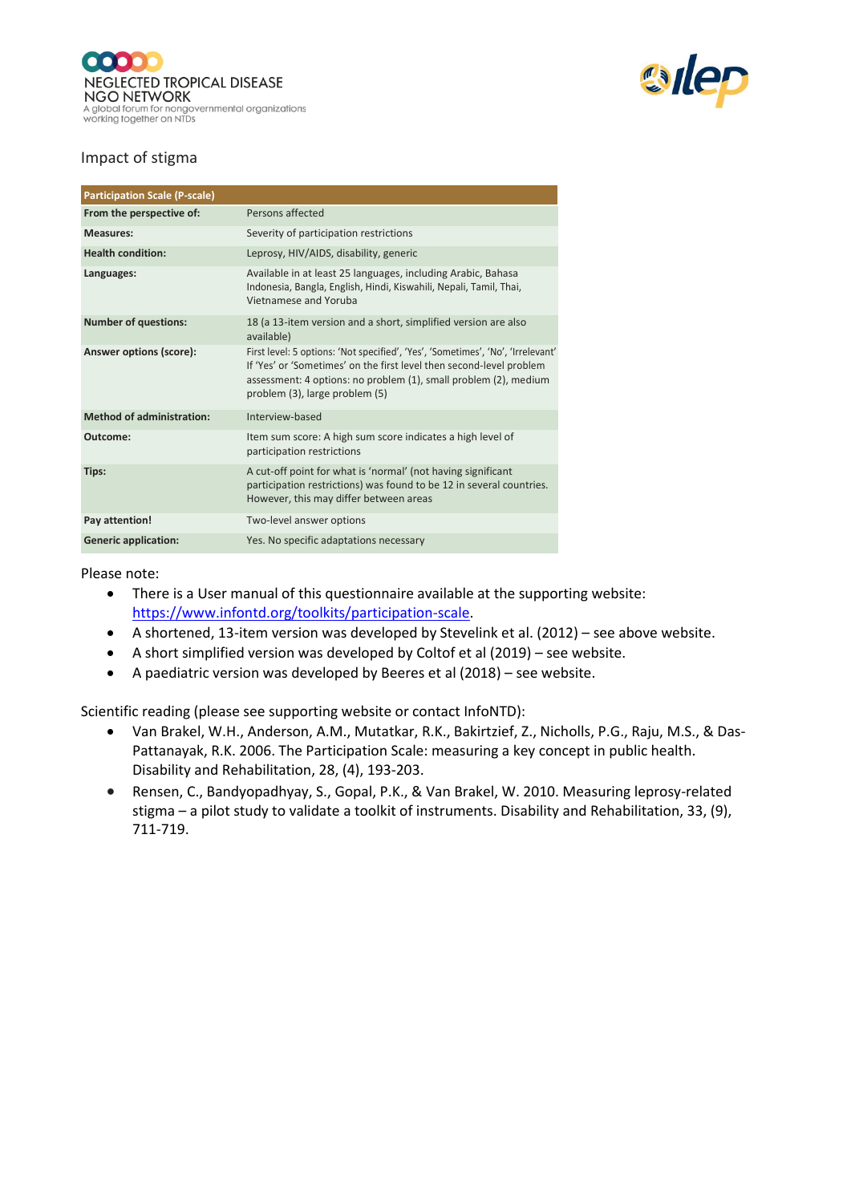Impact of stigma

| Participation Scale (P-scale) | |
|---|---|
| **From the perspective of:** | Persons affected |
| **Measures:** | Severity of participation restrictions |
| **Health condition:** | Leprosy, HIV/AIDS, disability, generic |
| **Languages:** | Available in at least 25 languages, including Arabic, Bahasa Indonesia, Bangla, English, Hindi, Kiswahili, Nepali, Tamil, Thai, Vietnamese and Yoruba |
| **Number of questions:** | 18 (a 13-item version and a short, simplified version are also available) |
| **Answer options (score):** | First level: 5 options: 'Not specified', 'Yes', 'Sometimes', 'No', 'Irrelevant' If 'Yes' or 'Sometimes' on the first level then second-level problem assessment: 4 options: no problem (1), small problem (2), medium problem (3), large problem (5) |
| **Method of administration:** | Interview-based |
| **Outcome:** | Item sum score: A high sum score indicates a high level of participation restrictions |
| **Tips:** | A cut-off point for what is 'normal' (not having significant participation restrictions) was found to be 12 in several countries. However, this may differ between areas |
| **Pay attention!** | Two-level answer options |
| **Generic application:** | Yes. No specific adaptations necessary |

Please note:

- There is a User manual of this questionnaire available at the supporting website: [https://www.infontd.org/toolkits/participation-scale](https://www.infontd.org/toolkits/participation-scale).
- A shortened, 13-item version was developed by Stevelink et al. (2012) – see above website.
- A short simplified version was developed by Coltof et al (2019) – see website.
- A paediatric version was developed by Beeres et al (2018) – see website.

Scientific reading (please see supporting website or contact InfoNTD):

- Van Brakel, W.H., Anderson, A.M., Mutatkar, R.K., Bakirtzief, Z., Nicholls, P.G., Raju, M.S., & Das-Pattanayak, R.K. 2006. The Participation Scale: measuring a key concept in public health. Disability and Rehabilitation, 28, (4), 193-203.
- Rensen, C., Bandyopadhyay, S., Gopal, P.K., & Van Brakel, W. 2010. Measuring leprosy-related stigma – a pilot study to validate a toolkit of instruments. Disability and Rehabilitation, 33, (9), 711-719.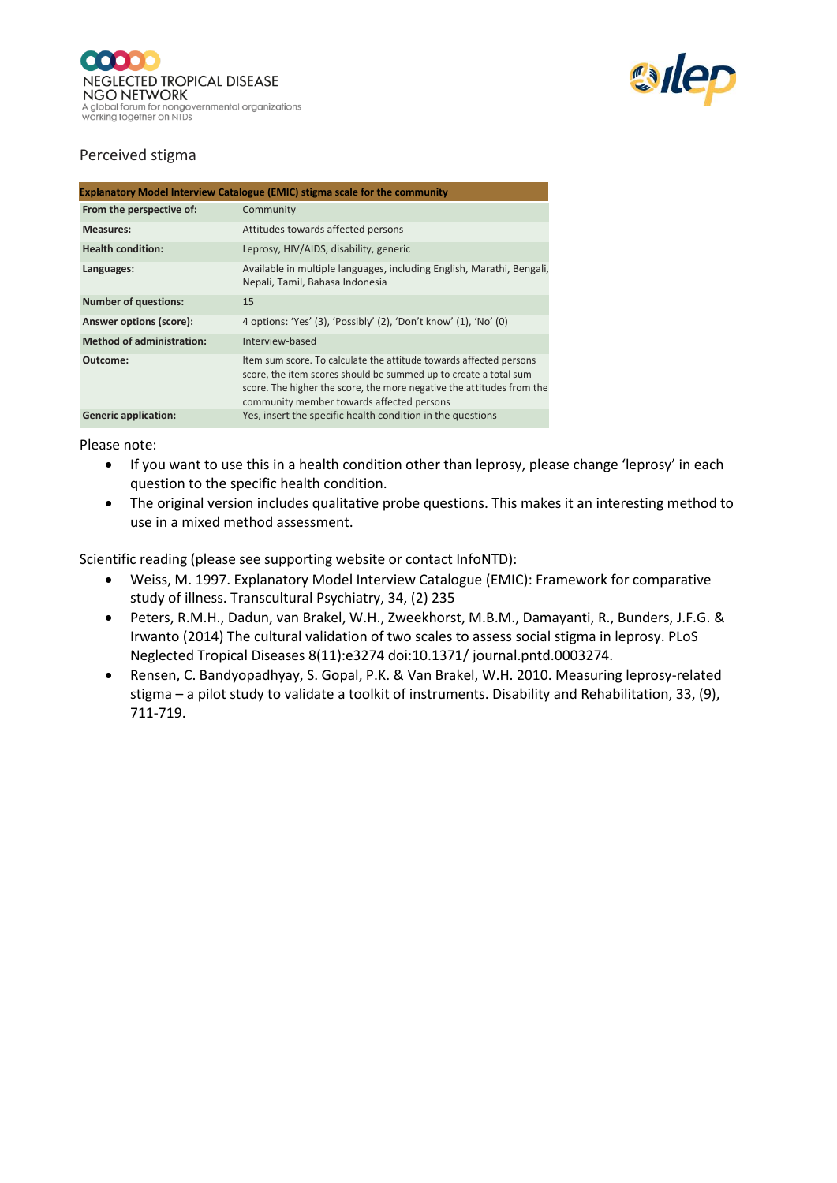Perceived stigma

| Explanatory Model Interview Catalogue (EMIC) stigma scale for the community | |
|---|---|
| **From the perspective of:** | Community |
| **Measures:** | Attitudes towards affected persons |
| **Health condition:** | Leprosy, HIV/AIDS, disability, generic |
| **Languages:** | Available in multiple languages, including English, Marathi, Bengali, Nepali, Tamil, Bahasa Indonesia |
| **Number of questions:** | 15 |
| **Answer options (score):** | 4 options: 'Yes' (3), 'Possibly' (2), 'Don't know' (1), 'No' (0) |
| **Method of administration:** | Interview-based |
| **Outcome:** | Item sum score. To calculate the attitude towards affected persons score, the item scores should be summed up to create a total sum score. The higher the score, the more negative the attitudes from the community member towards affected persons |
| **Generic application:** | Yes, insert the specific health condition in the questions |

Please note:

- If you want to use this in a health condition other than leprosy, please change 'leprosy' in each question to the specific health condition.
- The original version includes qualitative probe questions. This makes it an interesting method to use in a mixed method assessment.

Scientific reading (please see supporting website or contact InfoNTD):

- Weiss, M. 1997. Explanatory Model Interview Catalogue (EMIC): Framework for comparative study of illness. Transcultural Psychiatry, 34, (2) 235
- Peters, R.M.H., Dadun, van Brakel, W.H., Zweekhorst, M.B.M., Damayanti, R., Bunders, J.F.G. & Irwanto (2014) The cultural validation of two scales to assess social stigma in leprosy. PLoS Neglected Tropical Diseases 8(11):e3274 doi:10.1371/ journal.pntd.0003274.
- Rensen, C. Bandyopadhyay, S. Gopal, P.K. & Van Brakel, W.H. 2010. Measuring leprosy-related stigma – a pilot study to validate a toolkit of instruments. Disability and Rehabilitation, 33, (9), 711-719.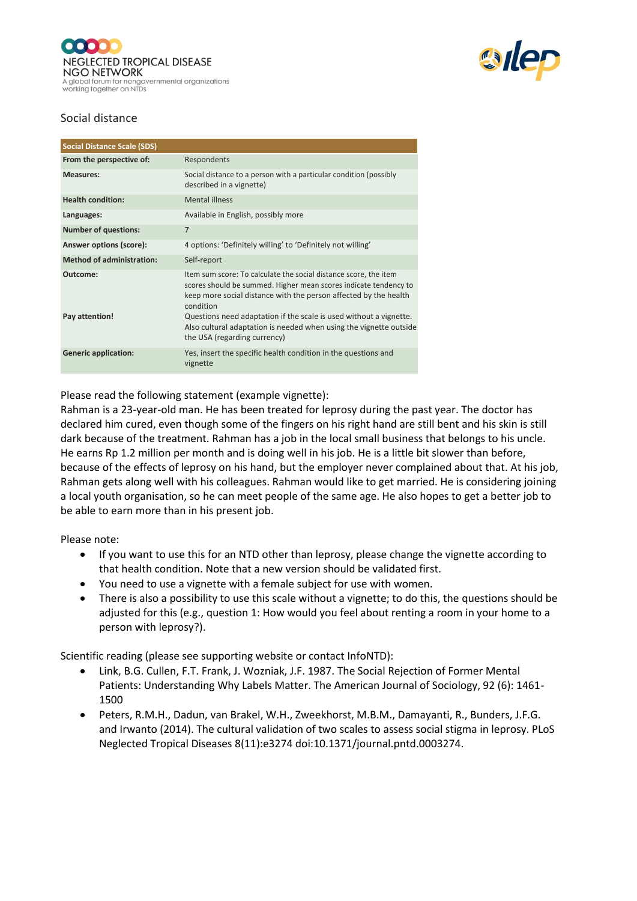## Social distance

| Social Distance Scale (SDS) | |
|---|---|
| **From the perspective of:** | Respondents |
| **Measures:** | Social distance to a person with a particular condition (possibly described in a vignette) |
| **Health condition:** | Mental illness |
| **Languages:** | Available in English, possibly more |
| **Number of questions:** | 7 |
| **Answer options (score):** | 4 options: 'Definitely willing' to 'Definitely not willing' |
| **Method of administration:** | Self-report |
| **Outcome:**<br><br>**Pay attention!** | Item sum score: To calculate the social distance score, the item scores should be summed. Higher mean scores indicate tendency to keep more social distance with the person affected by the health condition<br>Questions need adaptation if the scale is used without a vignette. Also cultural adaptation is needed when using the vignette outside the USA (regarding currency) |
| **Generic application:** | Yes, insert the specific health condition in the questions and vignette |

Please read the following statement (example vignette):
Rahman is a 23-year-old man. He has been treated for leprosy during the past year. The doctor has declared him cured, even though some of the fingers on his right hand are still bent and his skin is still dark because of the treatment. Rahman has a job in the local small business that belongs to his uncle. He earns Rp 1.2 million per month and is doing well in his job. He is a little bit slower than before, because of the effects of leprosy on his hand, but the employer never complained about that. At his job, Rahman gets along well with his colleagues. Rahman would like to get married. He is considering joining a local youth organisation, so he can meet people of the same age. He also hopes to get a better job to be able to earn more than in his present job.

Please note:

- If you want to use this for an NTD other than leprosy, please change the vignette according to that health condition. Note that a new version should be validated first.
- You need to use a vignette with a female subject for use with women.
- There is also a possibility to use this scale without a vignette; to do this, the questions should be adjusted for this (e.g., question 1: How would you feel about renting a room in your home to a person with leprosy?).

Scientific reading (please see supporting website or contact InfoNTD):

- Link, B.G. Cullen, F.T. Frank, J. Wozniak, J.F. 1987. The Social Rejection of Former Mental Patients: Understanding Why Labels Matter. The American Journal of Sociology, 92 (6): 1461-1500
- Peters, R.M.H., Dadun, van Brakel, W.H., Zweekhorst, M.B.M., Damayanti, R., Bunders, J.F.G. and Irwanto (2014). The cultural validation of two scales to assess social stigma in leprosy. PLoS Neglected Tropical Diseases 8(11):e3274 doi:10.1371/journal.pntd.0003274.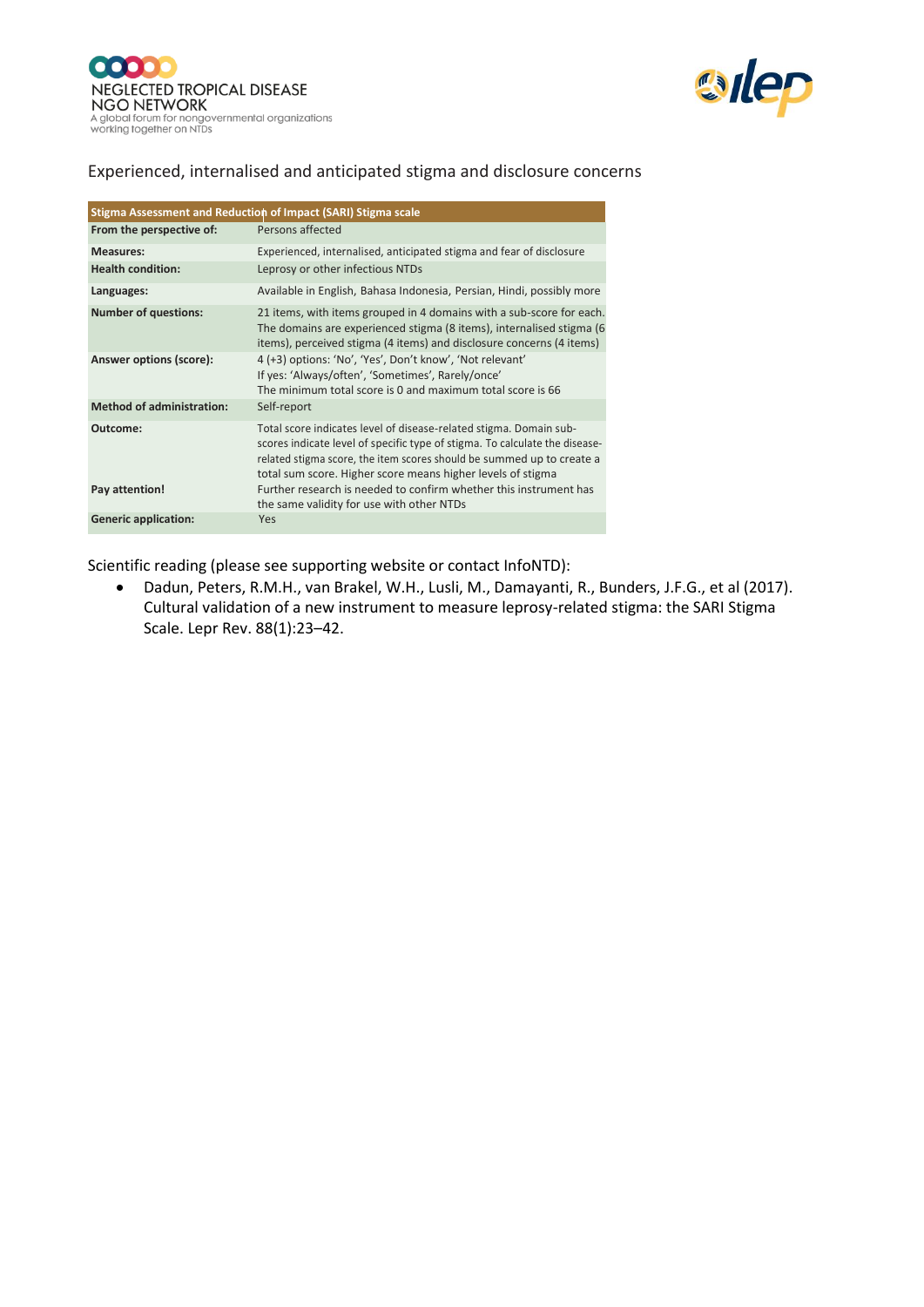Experienced, internalised and anticipated stigma and disclosure concerns

| Stigma Assessment and Reduction of Impact (SARI) Stigma scale | |
|---|---|
| **From the perspective of:** | Persons affected |
| **Measures:** | Experienced, internalised, anticipated stigma and fear of disclosure |
| **Health condition:** | Leprosy or other infectious NTDs |
| **Languages:** | Available in English, Bahasa Indonesia, Persian, Hindi, possibly more |
| **Number of questions:** | 21 items, with items grouped in 4 domains with a sub-score for each. The domains are experienced stigma (8 items), internalised stigma (6 items), perceived stigma (4 items) and disclosure concerns (4 items) |
| **Answer options (score):** | 4 (+3) options: 'No', 'Yes', Don't know', 'Not relevant'<br>If yes: 'Always/often', 'Sometimes', Rarely/once'<br>The minimum total score is 0 and maximum total score is 66 |
| **Method of administration:** | Self-report |
| **Outcome:** | Total score indicates level of disease-related stigma. Domain sub-scores indicate level of specific type of stigma. To calculate the disease-related stigma score, the item scores should be summed up to create a total sum score. Higher score means higher levels of stigma |
| **Pay attention!** | Further research is needed to confirm whether this instrument has the same validity for use with other NTDs |
| **Generic application:** | Yes |

Scientific reading (please see supporting website or contact InfoNTD):

- Dadun, Peters, R.M.H., van Brakel, W.H., Lusli, M., Damayanti, R., Bunders, J.F.G., et al (2017). Cultural validation of a new instrument to measure leprosy-related stigma: the SARI Stigma Scale. Lepr Rev. 88(1):23–42.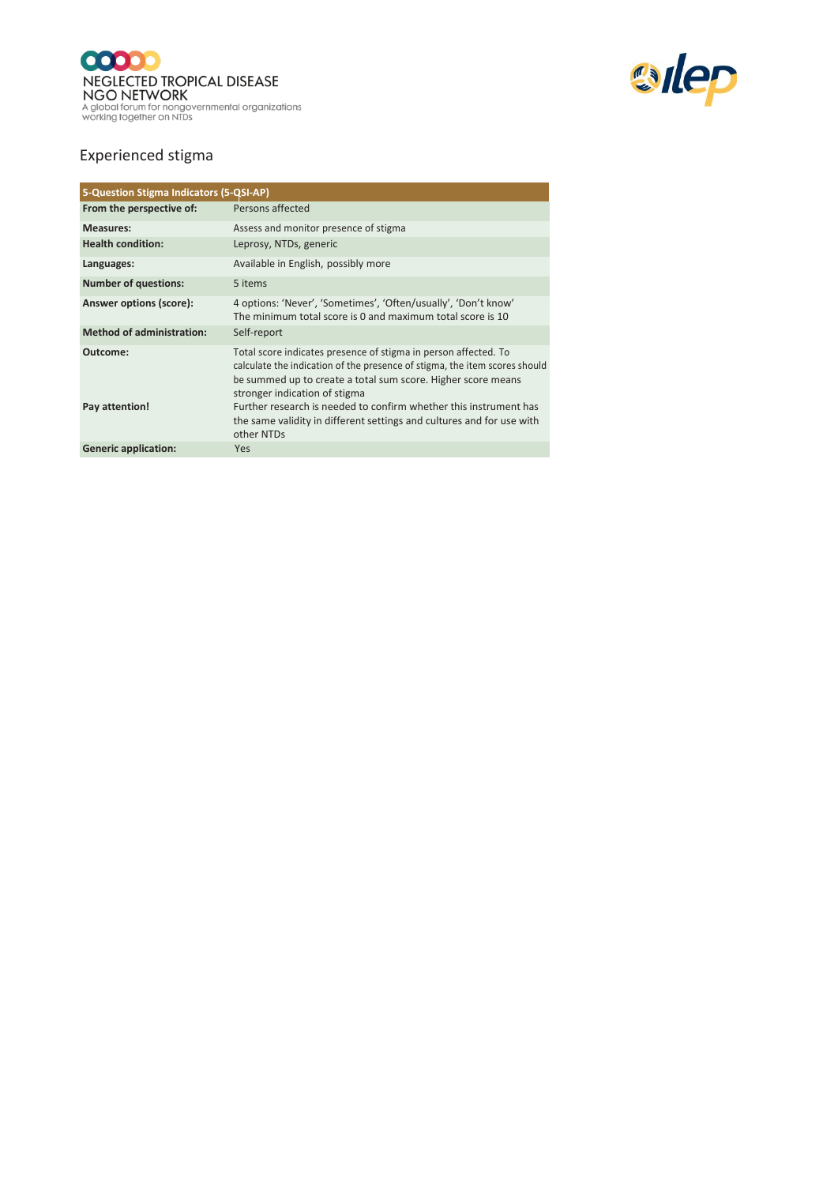## Experienced stigma

| 5-Question Stigma Indicators (5-QSI-AP) | |
|---|---|
| **From the perspective of:** | Persons affected |
| **Measures:** | Assess and monitor presence of stigma |
| **Health condition:** | Leprosy, NTDs, generic |
| **Languages:** | Available in English, possibly more |
| **Number of questions:** | 5 items |
| **Answer options (score):** | 4 options: 'Never', 'Sometimes', 'Often/usually', 'Don't know'<br>The minimum total score is 0 and maximum total score is 10 |
| **Method of administration:** | Self-report |
| **Outcome:** | Total score indicates presence of stigma in person affected. To calculate the indication of the presence of stigma, the item scores should be summed up to create a total sum score. Higher score means stronger indication of stigma |
| **Pay attention!** | Further research is needed to confirm whether this instrument has the same validity in different settings and cultures and for use with other NTDs |
| **Generic application:** | Yes |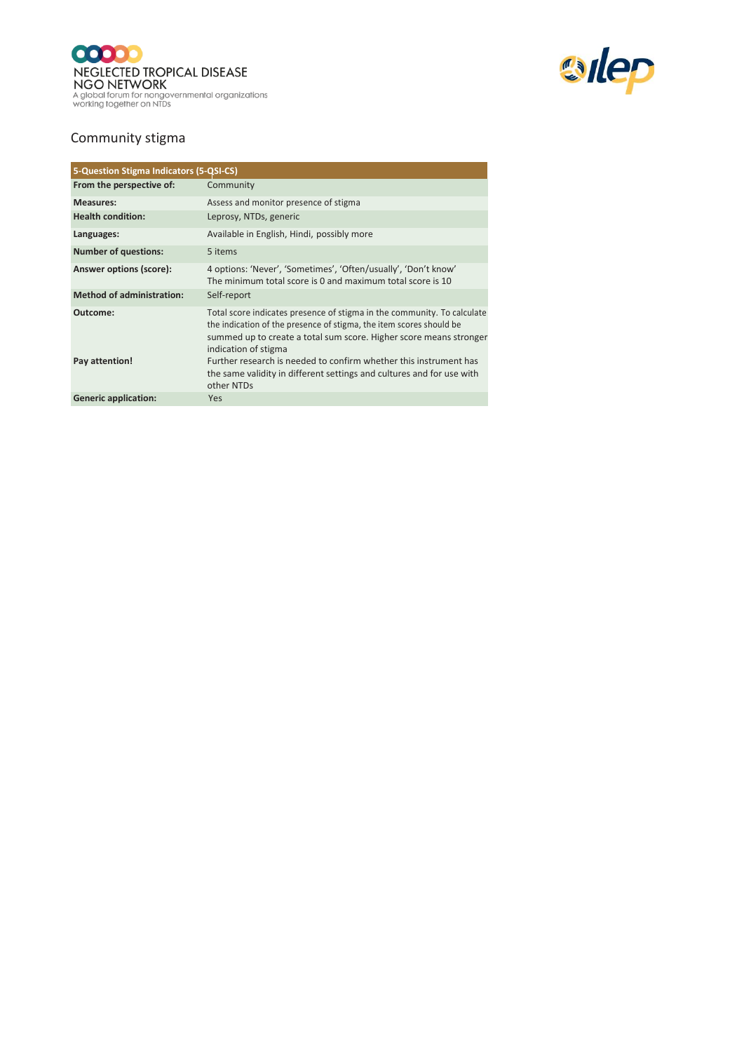## Community stigma

| 5-Question Stigma Indicators (5-QSI-CS) | |
|---|---|
| **From the perspective of:** | Community |
| **Measures:** | Assess and monitor presence of stigma |
| **Health condition:** | Leprosy, NTDs, generic |
| **Languages:** | Available in English, Hindi, possibly more |
| **Number of questions:** | 5 items |
| **Answer options (score):** | 4 options: 'Never', 'Sometimes', 'Often/usually', 'Don't know' The minimum total score is 0 and maximum total score is 10 |
| **Method of administration:** | Self-report |
| **Outcome:** | Total score indicates presence of stigma in the community. To calculate the indication of the presence of stigma, the item scores should be summed up to create a total sum score. Higher score means stronger indication of stigma |
| **Pay attention!** | Further research is needed to confirm whether this instrument has the same validity in different settings and cultures and for use with other NTDs |
| **Generic application:** | Yes |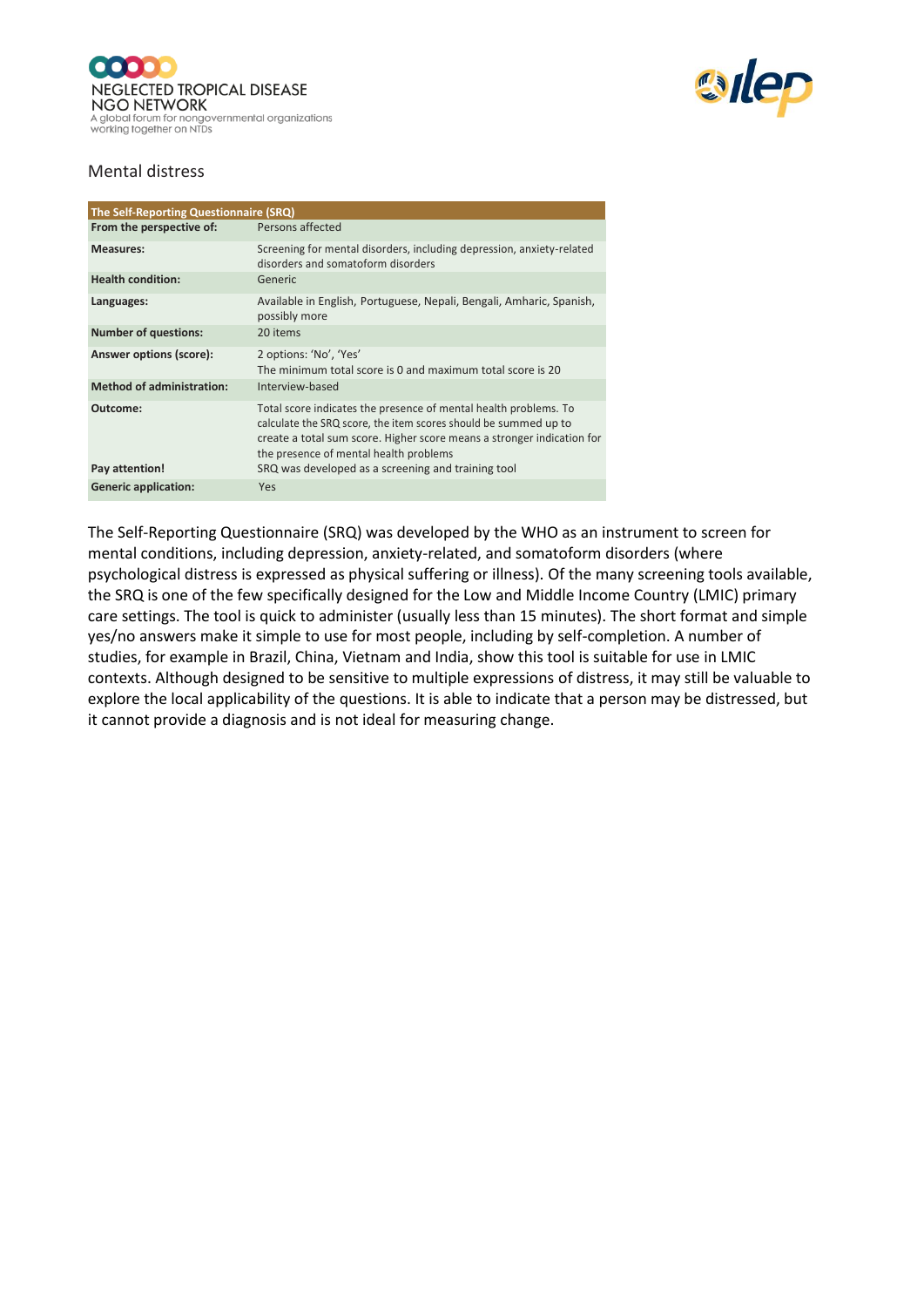## Mental distress

| The Self-Reporting Questionnaire (SRQ) | |
|---|---|
| **From the perspective of:** | Persons affected |
| **Measures:** | Screening for mental disorders, including depression, anxiety-related disorders and somatoform disorders |
| **Health condition:** | Generic |
| **Languages:** | Available in English, Portuguese, Nepali, Bengali, Amharic, Spanish, possibly more |
| **Number of questions:** | 20 items |
| **Answer options (score):** | 2 options: 'No', 'Yes'<br>The minimum total score is 0 and maximum total score is 20 |
| **Method of administration:** | Interview-based |
| **Outcome:** | Total score indicates the presence of mental health problems. To calculate the SRQ score, the item scores should be summed up to create a total sum score. Higher score means a stronger indication for the presence of mental health problems |
| **Pay attention!** | SRQ was developed as a screening and training tool |
| **Generic application:** | Yes |

The Self-Reporting Questionnaire (SRQ) was developed by the WHO as an instrument to screen for mental conditions, including depression, anxiety-related, and somatoform disorders (where psychological distress is expressed as physical suffering or illness). Of the many screening tools available, the SRQ is one of the few specifically designed for the Low and Middle Income Country (LMIC) primary care settings. The tool is quick to administer (usually less than 15 minutes). The short format and simple yes/no answers make it simple to use for most people, including by self-completion. A number of studies, for example in Brazil, China, Vietnam and India, show this tool is suitable for use in LMIC contexts. Although designed to be sensitive to multiple expressions of distress, it may still be valuable to explore the local applicability of the questions. It is able to indicate that a person may be distressed, but it cannot provide a diagnosis and is not ideal for measuring change.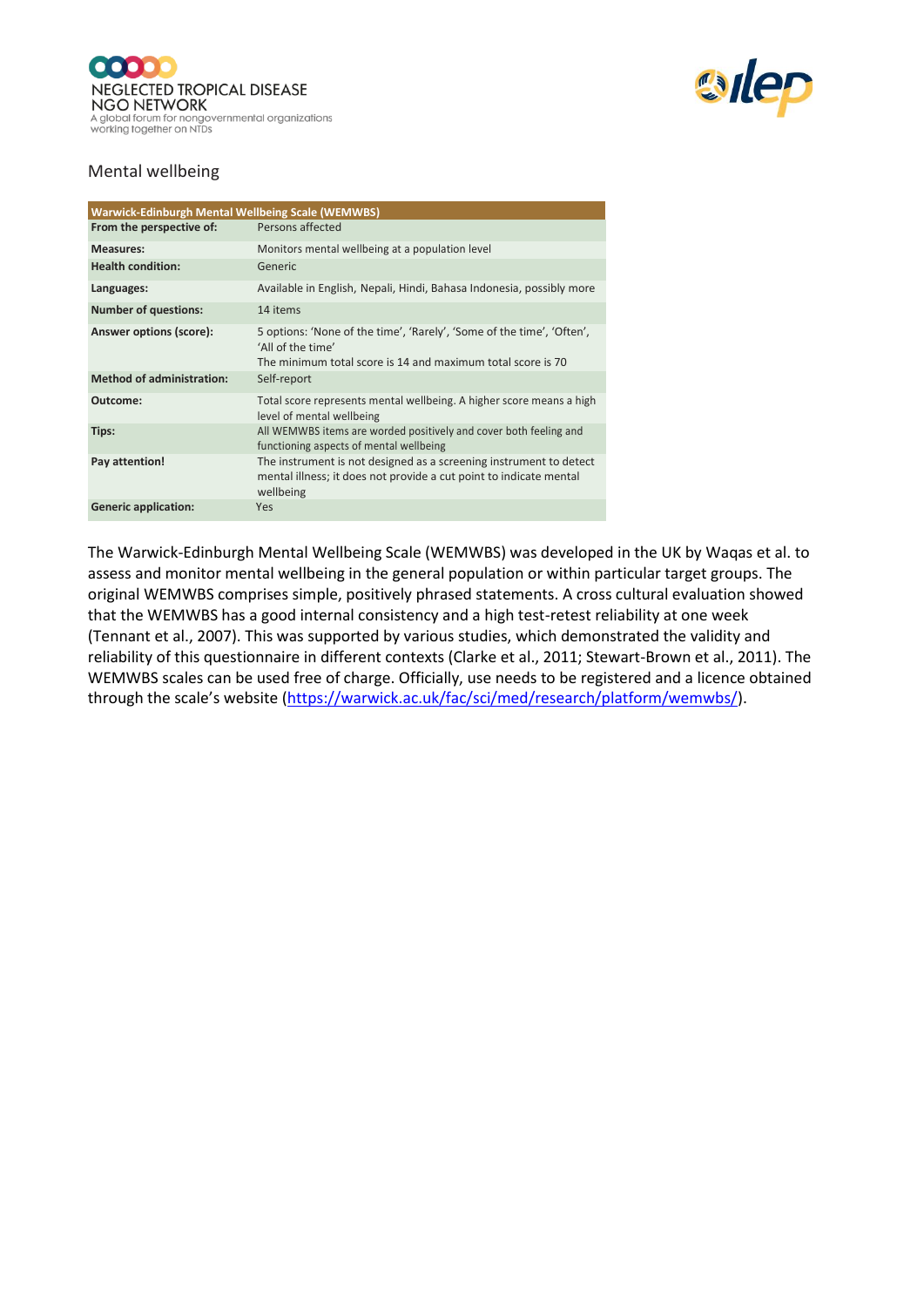## Mental wellbeing

| Warwick-Edinburgh Mental Wellbeing Scale (WEMWBS) | |
|---|---|
| **From the perspective of:** | Persons affected |
| **Measures:** | Monitors mental wellbeing at a population level |
| **Health condition:** | Generic |
| **Languages:** | Available in English, Nepali, Hindi, Bahasa Indonesia, possibly more |
| **Number of questions:** | 14 items |
| **Answer options (score):** | 5 options: 'None of the time', 'Rarely', 'Some of the time', 'Often', 'All of the time'<br>The minimum total score is 14 and maximum total score is 70 |
| **Method of administration:** | Self-report |
| **Outcome:** | Total score represents mental wellbeing. A higher score means a high level of mental wellbeing |
| **Tips:** | All WEMWBS items are worded positively and cover both feeling and functioning aspects of mental wellbeing |
| **Pay attention!** | The instrument is not designed as a screening instrument to detect mental illness; it does not provide a cut point to indicate mental wellbeing |
| **Generic application:** | Yes |

The Warwick-Edinburgh Mental Wellbeing Scale (WEMWBS) was developed in the UK by Waqas et al. to assess and monitor mental wellbeing in the general population or within particular target groups. The original WEMWBS comprises simple, positively phrased statements. A cross cultural evaluation showed that the WEMWBS has a good internal consistency and a high test-retest reliability at one week (Tennant et al., 2007). This was supported by various studies, which demonstrated the validity and reliability of this questionnaire in different contexts (Clarke et al., 2011; Stewart-Brown et al., 2011). The WEMWBS scales can be used free of charge. Officially, use needs to be registered and a licence obtained through the scale's website (https://warwick.ac.uk/fac/sci/med/research/platform/wemwbs/).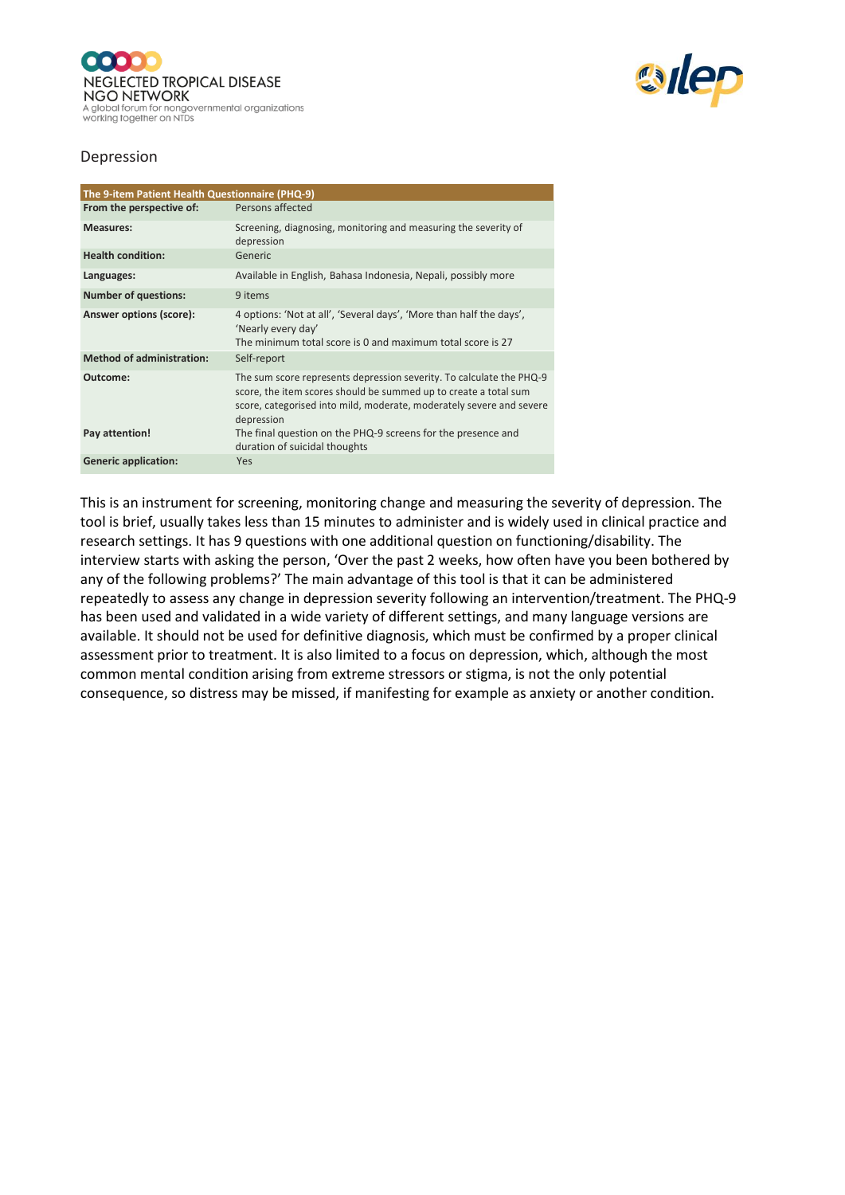Depression

| The 9-item Patient Health Questionnaire (PHQ-9) | |
|---|---|
| **From the perspective of:** | Persons affected |
| **Measures:** | Screening, diagnosing, monitoring and measuring the severity of depression |
| **Health condition:** | Generic |
| **Languages:** | Available in English, Bahasa Indonesia, Nepali, possibly more |
| **Number of questions:** | 9 items |
| **Answer options (score):** | 4 options: 'Not at all', 'Several days', 'More than half the days', 'Nearly every day'<br>The minimum total score is 0 and maximum total score is 27 |
| **Method of administration:** | Self-report |
| **Outcome:** | The sum score represents depression severity. To calculate the PHQ-9 score, the item scores should be summed up to create a total sum score, categorised into mild, moderate, moderately severe and severe depression |
| **Pay attention!** | The final question on the PHQ-9 screens for the presence and duration of suicidal thoughts |
| **Generic application:** | Yes |

This is an instrument for screening, monitoring change and measuring the severity of depression. The tool is brief, usually takes less than 15 minutes to administer and is widely used in clinical practice and research settings. It has 9 questions with one additional question on functioning/disability. The interview starts with asking the person, 'Over the past 2 weeks, how often have you been bothered by any of the following problems?' The main advantage of this tool is that it can be administered repeatedly to assess any change in depression severity following an intervention/treatment. The PHQ-9 has been used and validated in a wide variety of different settings, and many language versions are available. It should not be used for definitive diagnosis, which must be confirmed by a proper clinical assessment prior to treatment. It is also limited to a focus on depression, which, although the most common mental condition arising from extreme stressors or stigma, is not the only potential consequence, so distress may be missed, if manifesting for example as anxiety or another condition.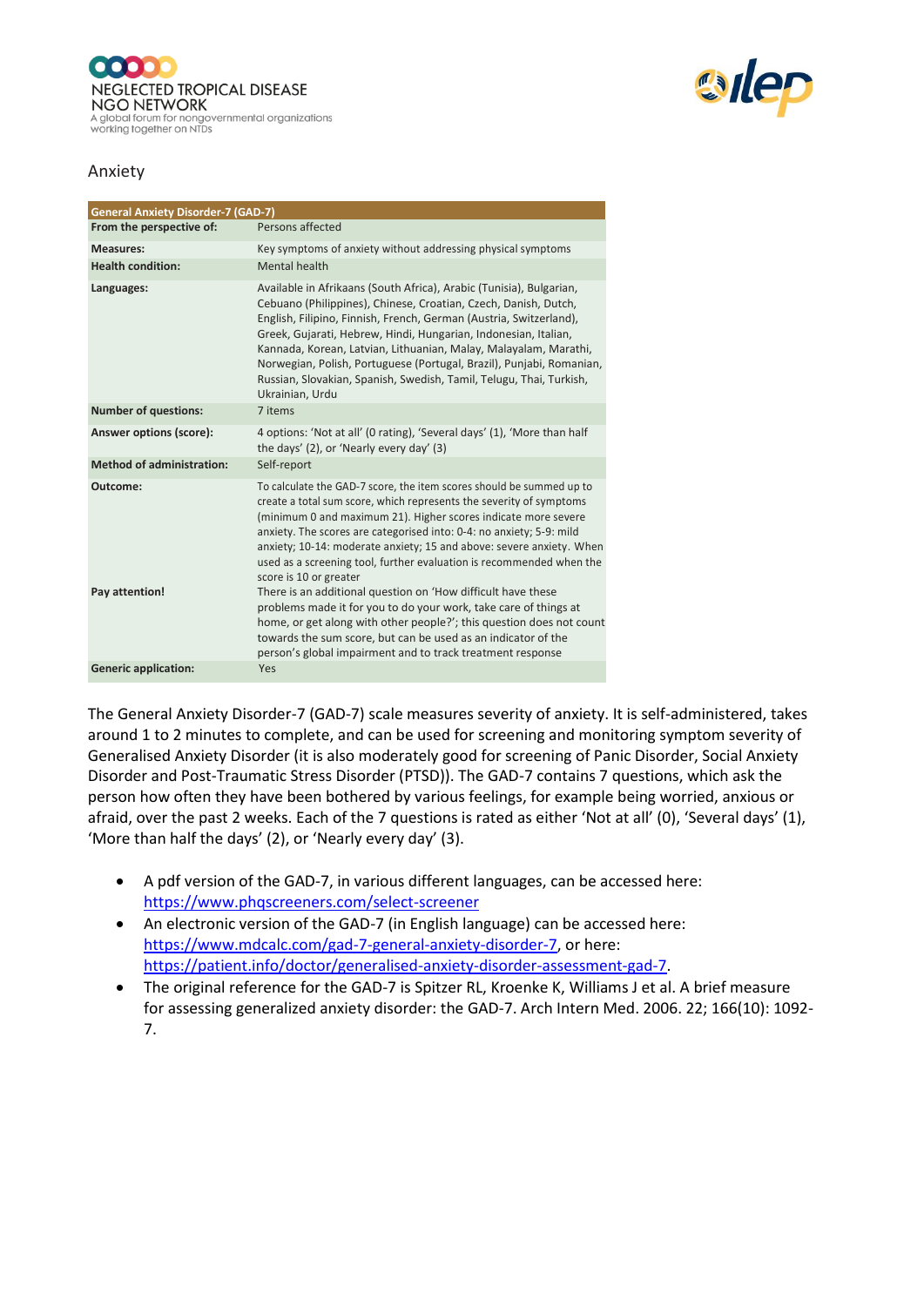## Anxiety

| General Anxiety Disorder-7 (GAD-7) | |
|---|---|
| **From the perspective of:** | Persons affected |
| **Measures:** | Key symptoms of anxiety without addressing physical symptoms |
| **Health condition:** | Mental health |
| **Languages:** | Available in Afrikaans (South Africa), Arabic (Tunisia), Bulgarian, Cebuano (Philippines), Chinese, Croatian, Czech, Danish, Dutch, English, Filipino, Finnish, French, German (Austria, Switzerland), Greek, Gujarati, Hebrew, Hindi, Hungarian, Indonesian, Italian, Kannada, Korean, Latvian, Lithuanian, Malay, Malayalam, Marathi, Norwegian, Polish, Portuguese (Portugal, Brazil), Punjabi, Romanian, Russian, Slovakian, Spanish, Swedish, Tamil, Telugu, Thai, Turkish, Ukrainian, Urdu |
| **Number of questions:** | 7 items |
| **Answer options (score):** | 4 options: 'Not at all' (0 rating), 'Several days' (1), 'More than half the days' (2), or 'Nearly every day' (3) |
| **Method of administration:** | Self-report |
| **Outcome:** | To calculate the GAD-7 score, the item scores should be summed up to create a total sum score, which represents the severity of symptoms (minimum 0 and maximum 21). Higher scores indicate more severe anxiety. The scores are categorised into: 0-4: no anxiety; 5-9: mild anxiety; 10-14: moderate anxiety; 15 and above: severe anxiety. When used as a screening tool, further evaluation is recommended when the score is 10 or greater |
| **Pay attention!** | There is an additional question on 'How difficult have these problems made it for you to do your work, take care of things at home, or get along with other people?'; this question does not count towards the sum score, but can be used as an indicator of the person's global impairment and to track treatment response |
| **Generic application:** | Yes |

The General Anxiety Disorder-7 (GAD-7) scale measures severity of anxiety. It is self-administered, takes around 1 to 2 minutes to complete, and can be used for screening and monitoring symptom severity of Generalised Anxiety Disorder (it is also moderately good for screening of Panic Disorder, Social Anxiety Disorder and Post-Traumatic Stress Disorder (PTSD)). The GAD-7 contains 7 questions, which ask the person how often they have been bothered by various feelings, for example being worried, anxious or afraid, over the past 2 weeks. Each of the 7 questions is rated as either 'Not at all' (0), 'Several days' (1), 'More than half the days' (2), or 'Nearly every day' (3).

- A pdf version of the GAD-7, in various different languages, can be accessed here: https://www.phqscreeners.com/select-screener
- An electronic version of the GAD-7 (in English language) can be accessed here: https://www.mdcalc.com/gad-7-general-anxiety-disorder-7, or here: https://patient.info/doctor/generalised-anxiety-disorder-assessment-gad-7.
- The original reference for the GAD-7 is Spitzer RL, Kroenke K, Williams J et al. A brief measure for assessing generalized anxiety disorder: the GAD-7. Arch Intern Med. 2006. 22; 166(10): 1092-7.